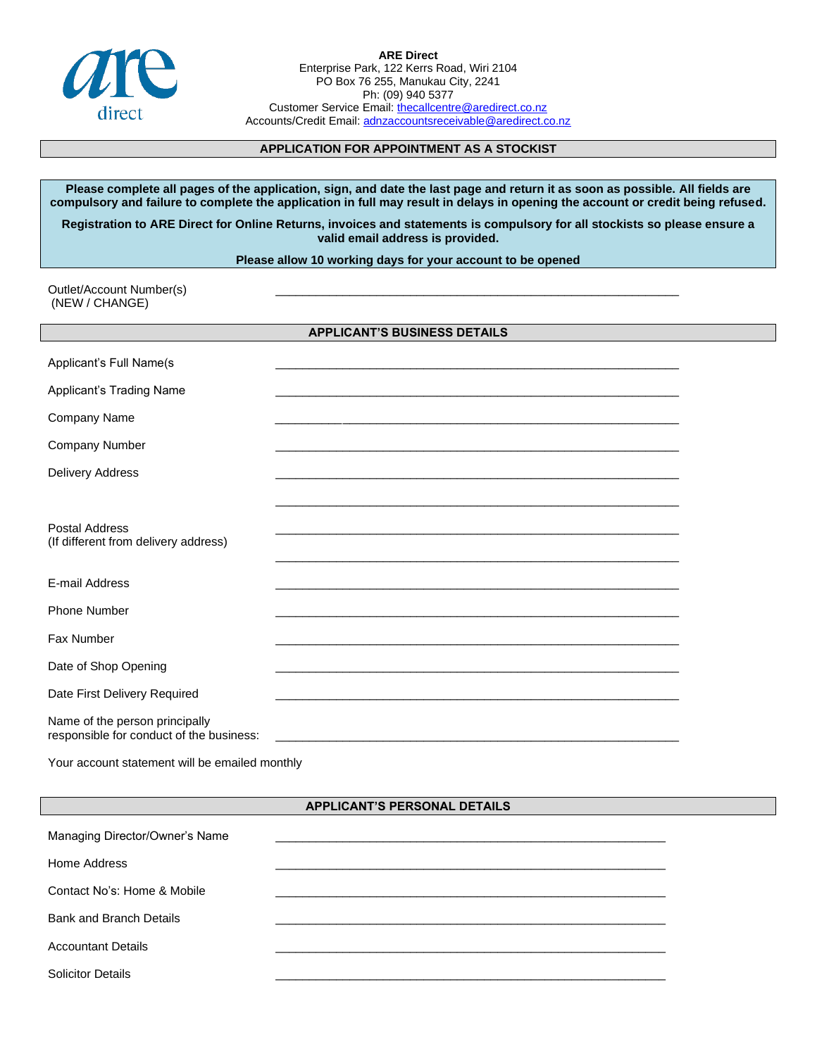**ARE Direct**
Enterprise Park, 122 Kerrs Road, Wiri 2104
PO Box 76 255, Manukau City, 2241
Ph: (09) 940 5377
Customer Service Email: thecallcentre@aredirect.co.nz
Accounts/Credit Email: adnzaccountsreceivable@aredirect.co.nz

## APPLICATION FOR APPOINTMENT AS A STOCKIST

**Please complete all pages of the application, sign, and date the last page and return it as soon as possible. All fields are compulsory and failure to complete the application in full may result in delays in opening the account or credit being refused.**

**Registration to ARE Direct for Online Returns, invoices and statements is compulsory for all stockists so please ensure a valid email address is provided.**

**Please allow 10 working days for your account to be opened**

Outlet/Account Number(s) (NEW / CHANGE) ____________________________________________

## APPLICANT'S BUSINESS DETAILS

Applicant's Full Name(s ____________________________________________

Applicant's Trading Name ____________________________________________

Company Name ____________________________________________

Company Number ____________________________________________

Delivery Address ____________________________________________

____________________________________________

Postal Address (If different from delivery address) ____________________________________________

____________________________________________

E-mail Address ____________________________________________

Phone Number ____________________________________________

Fax Number ____________________________________________

Date of Shop Opening ____________________________________________

Date First Delivery Required ____________________________________________

Name of the person principally responsible for conduct of the business: ____________________________________________

Your account statement will be emailed monthly

## APPLICANT'S PERSONAL DETAILS

Managing Director/Owner's Name ____________________________________________

Home Address ____________________________________________

Contact No's: Home & Mobile ____________________________________________

Bank and Branch Details ____________________________________________

Accountant Details ____________________________________________

Solicitor Details ____________________________________________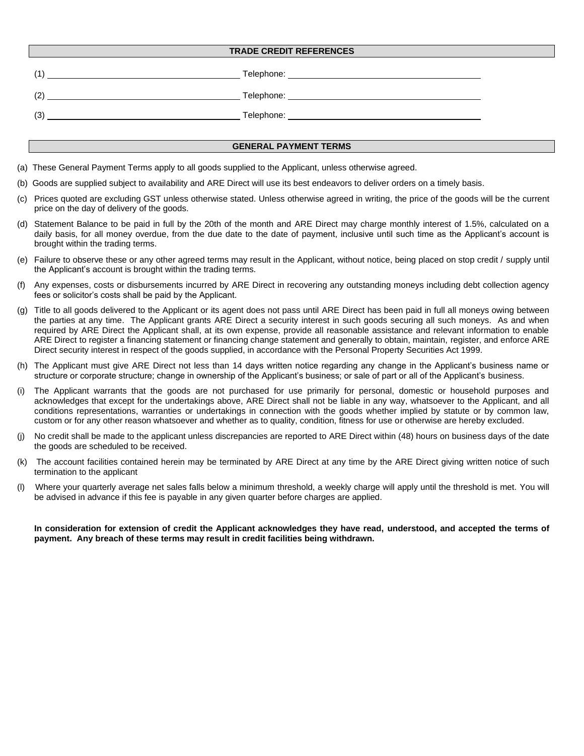## TRADE CREDIT REFERENCES

(1) ______________________________ Telephone: ______________________________

(2) ______________________________ Telephone: ______________________________

(3) ______________________________ Telephone: ______________________________

## GENERAL PAYMENT TERMS

(a) These General Payment Terms apply to all goods supplied to the Applicant, unless otherwise agreed.

(b) Goods are supplied subject to availability and ARE Direct will use its best endeavors to deliver orders on a timely basis.

(c) Prices quoted are excluding GST unless otherwise stated. Unless otherwise agreed in writing, the price of the goods will be the current price on the day of delivery of the goods.

(d) Statement Balance to be paid in full by the 20th of the month and ARE Direct may charge monthly interest of 1.5%, calculated on a daily basis, for all money overdue, from the due date to the date of payment, inclusive until such time as the Applicant's account is brought within the trading terms.

(e) Failure to observe these or any other agreed terms may result in the Applicant, without notice, being placed on stop credit / supply until the Applicant's account is brought within the trading terms.

(f) Any expenses, costs or disbursements incurred by ARE Direct in recovering any outstanding moneys including debt collection agency fees or solicitor's costs shall be paid by the Applicant.

(g) Title to all goods delivered to the Applicant or its agent does not pass until ARE Direct has been paid in full all moneys owing between the parties at any time. The Applicant grants ARE Direct a security interest in such goods securing all such moneys. As and when required by ARE Direct the Applicant shall, at its own expense, provide all reasonable assistance and relevant information to enable ARE Direct to register a financing statement or financing change statement and generally to obtain, maintain, register, and enforce ARE Direct security interest in respect of the goods supplied, in accordance with the Personal Property Securities Act 1999.

(h) The Applicant must give ARE Direct not less than 14 days written notice regarding any change in the Applicant's business name or structure or corporate structure; change in ownership of the Applicant's business; or sale of part or all of the Applicant's business.

(i) The Applicant warrants that the goods are not purchased for use primarily for personal, domestic or household purposes and acknowledges that except for the undertakings above, ARE Direct shall not be liable in any way, whatsoever to the Applicant, and all conditions representations, warranties or undertakings in connection with the goods whether implied by statute or by common law, custom or for any other reason whatsoever and whether as to quality, condition, fitness for use or otherwise are hereby excluded.

(j) No credit shall be made to the applicant unless discrepancies are reported to ARE Direct within (48) hours on business days of the date the goods are scheduled to be received.

(k) The account facilities contained herein may be terminated by ARE Direct at any time by the ARE Direct giving written notice of such termination to the applicant

(l) Where your quarterly average net sales falls below a minimum threshold, a weekly charge will apply until the threshold is met. You will be advised in advance if this fee is payable in any given quarter before charges are applied.

**In consideration for extension of credit the Applicant acknowledges they have read, understood, and accepted the terms of payment. Any breach of these terms may result in credit facilities being withdrawn.**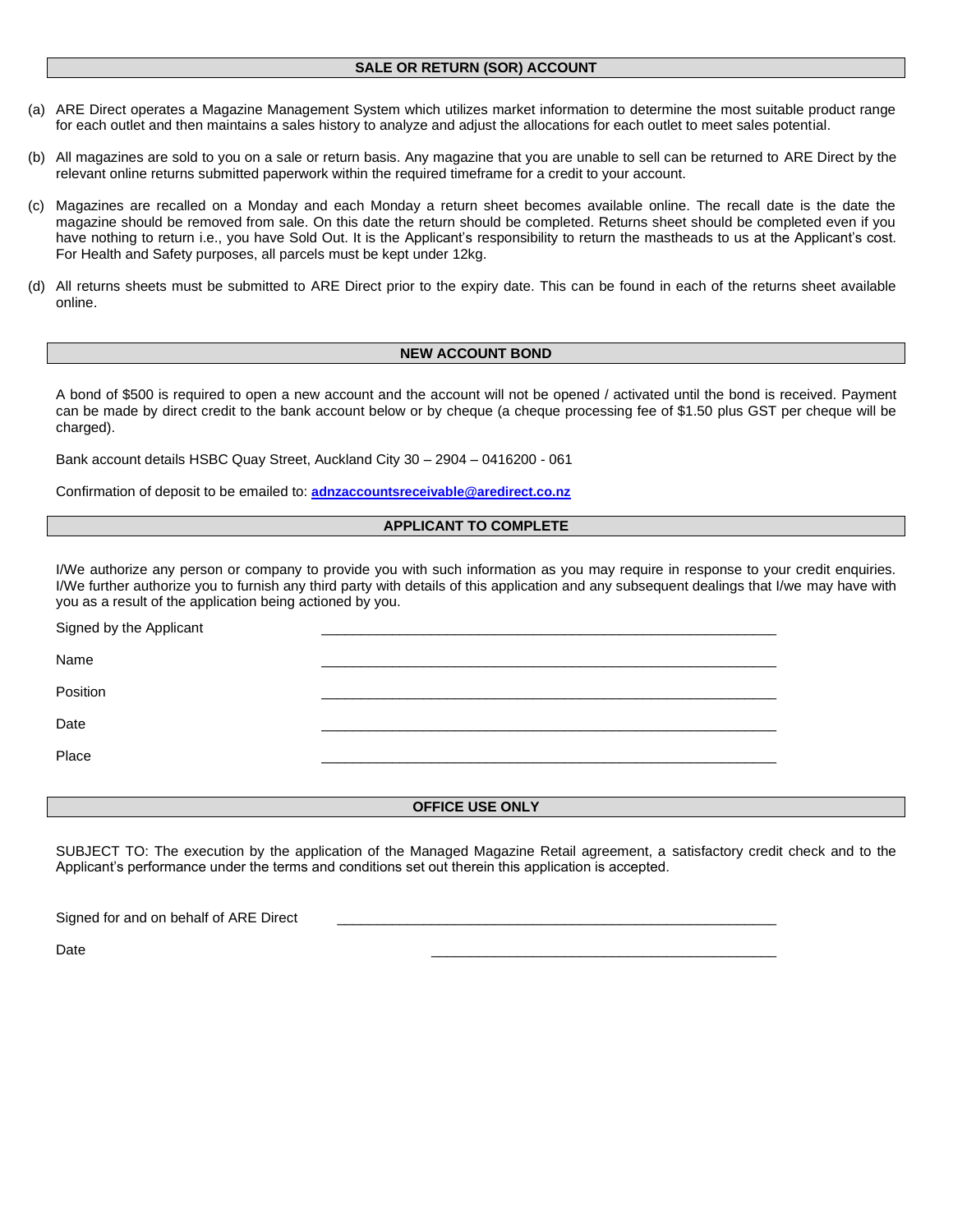## SALE OR RETURN (SOR) ACCOUNT

(a) ARE Direct operates a Magazine Management System which utilizes market information to determine the most suitable product range for each outlet and then maintains a sales history to analyze and adjust the allocations for each outlet to meet sales potential.

(b) All magazines are sold to you on a sale or return basis. Any magazine that you are unable to sell can be returned to ARE Direct by the relevant online returns submitted paperwork within the required timeframe for a credit to your account.

(c) Magazines are recalled on a Monday and each Monday a return sheet becomes available online. The recall date is the date the magazine should be removed from sale. On this date the return should be completed. Returns sheet should be completed even if you have nothing to return i.e., you have Sold Out. It is the Applicant's responsibility to return the mastheads to us at the Applicant's cost. For Health and Safety purposes, all parcels must be kept under 12kg.

(d) All returns sheets must be submitted to ARE Direct prior to the expiry date. This can be found in each of the returns sheet available online.

## NEW ACCOUNT BOND

A bond of $500 is required to open a new account and the account will not be opened / activated until the bond is received. Payment can be made by direct credit to the bank account below or by cheque (a cheque processing fee of $1.50 plus GST per cheque will be charged).

Bank account details HSBC Quay Street, Auckland City 30 – 2904 – 0416200 - 061

Confirmation of deposit to be emailed to: **adnzaccountsreceivable@aredirect.co.nz**

## APPLICANT TO COMPLETE

I/We authorize any person or company to provide you with such information as you may require in response to your credit enquiries. I/We further authorize you to furnish any third party with details of this application and any subsequent dealings that I/we may have with you as a result of the application being actioned by you.

Signed by the Applicant ____________________________________________

Name ____________________________________________

Position ____________________________________________

Date ____________________________________________

Place ____________________________________________

## OFFICE USE ONLY

SUBJECT TO: The execution by the application of the Managed Magazine Retail agreement, a satisfactory credit check and to the Applicant's performance under the terms and conditions set out therein this application is accepted.

Signed for and on behalf of ARE Direct ____________________________________________

Date ____________________________________________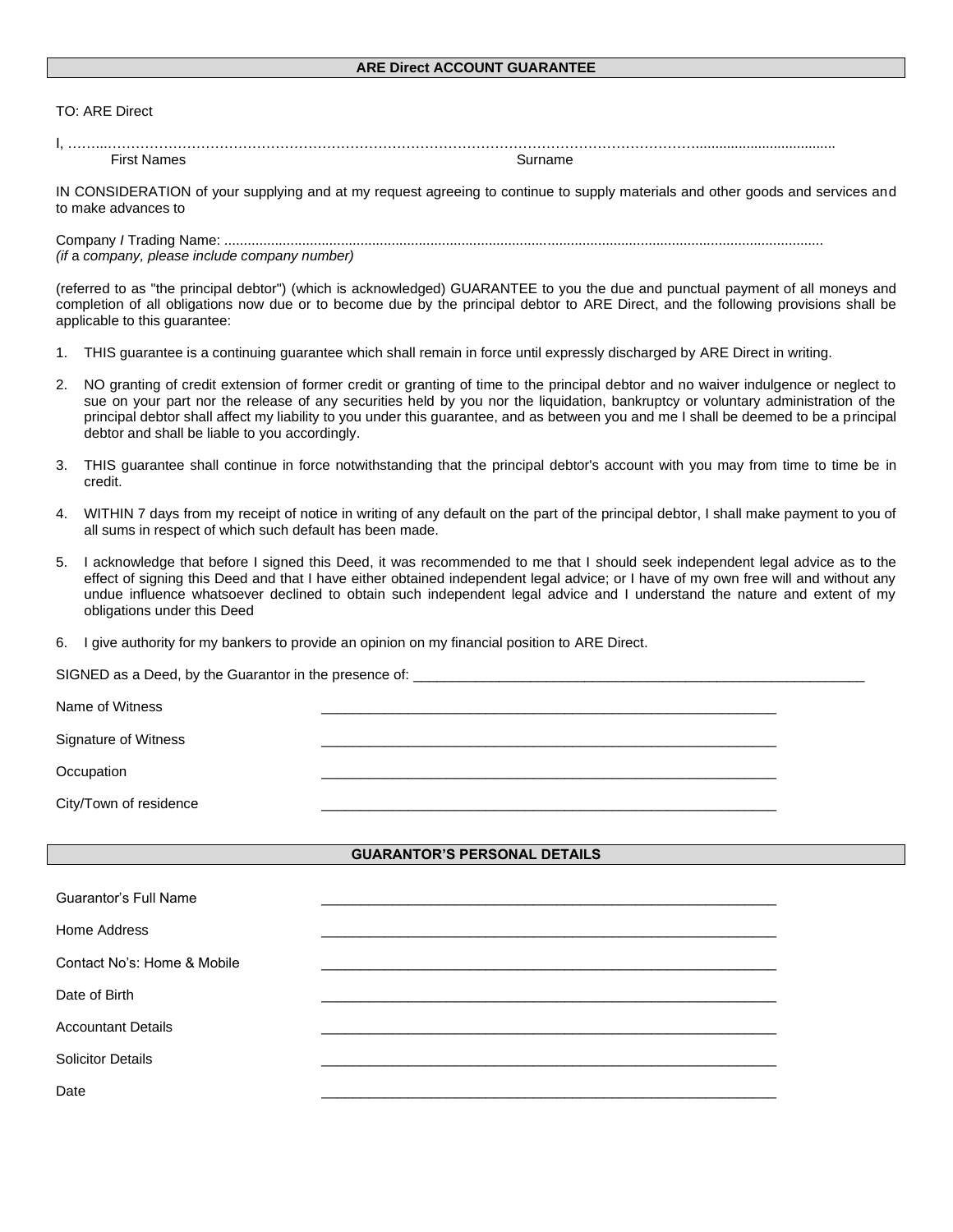## ARE Direct ACCOUNT GUARANTEE

TO: ARE Direct

I, ……..…………………………………………………………………………………………………………………….....................................

First Names Surname

IN CONSIDERATION of your supplying and at my request agreeing to continue to supply materials and other goods and services and to make advances to

Company / Trading Name: .......................................................................................................................................................
*(if a company, please include company number)*

(referred to as "the principal debtor") (which is acknowledged) GUARANTEE to you the due and punctual payment of all moneys and completion of all obligations now due or to become due by the principal debtor to ARE Direct, and the following provisions shall be applicable to this guarantee:

1. THIS guarantee is a continuing guarantee which shall remain in force until expressly discharged by ARE Direct in writing.
2. NO granting of credit extension of former credit or granting of time to the principal debtor and no waiver indulgence or neglect to sue on your part nor the release of any securities held by you nor the liquidation, bankruptcy or voluntary administration of the principal debtor shall affect my liability to you under this guarantee, and as between you and me I shall be deemed to be a principal debtor and shall be liable to you accordingly.
3. THIS guarantee shall continue in force notwithstanding that the principal debtor's account with you may from time to time be in credit.
4. WITHIN 7 days from my receipt of notice in writing of any default on the part of the principal debtor, I shall make payment to you of all sums in respect of which such default has been made.
5. I acknowledge that before I signed this Deed, it was recommended to me that I should seek independent legal advice as to the effect of signing this Deed and that I have either obtained independent legal advice; or I have of my own free will and without any undue influence whatsoever declined to obtain such independent legal advice and I understand the nature and extent of my obligations under this Deed
6. I give authority for my bankers to provide an opinion on my financial position to ARE Direct.

SIGNED as a Deed, by the Guarantor in the presence of: ____________________________________________________________

Name of Witness ____________________________________________________________

Signature of Witness ____________________________________________________________

Occupation ____________________________________________________________

City/Town of residence ____________________________________________________________

## GUARANTOR'S PERSONAL DETAILS

Guarantor's Full Name ____________________________________________________________

Home Address ____________________________________________________________

Contact No's: Home & Mobile ____________________________________________________________

Date of Birth ____________________________________________________________

Accountant Details ____________________________________________________________

Solicitor Details ____________________________________________________________

Date ____________________________________________________________